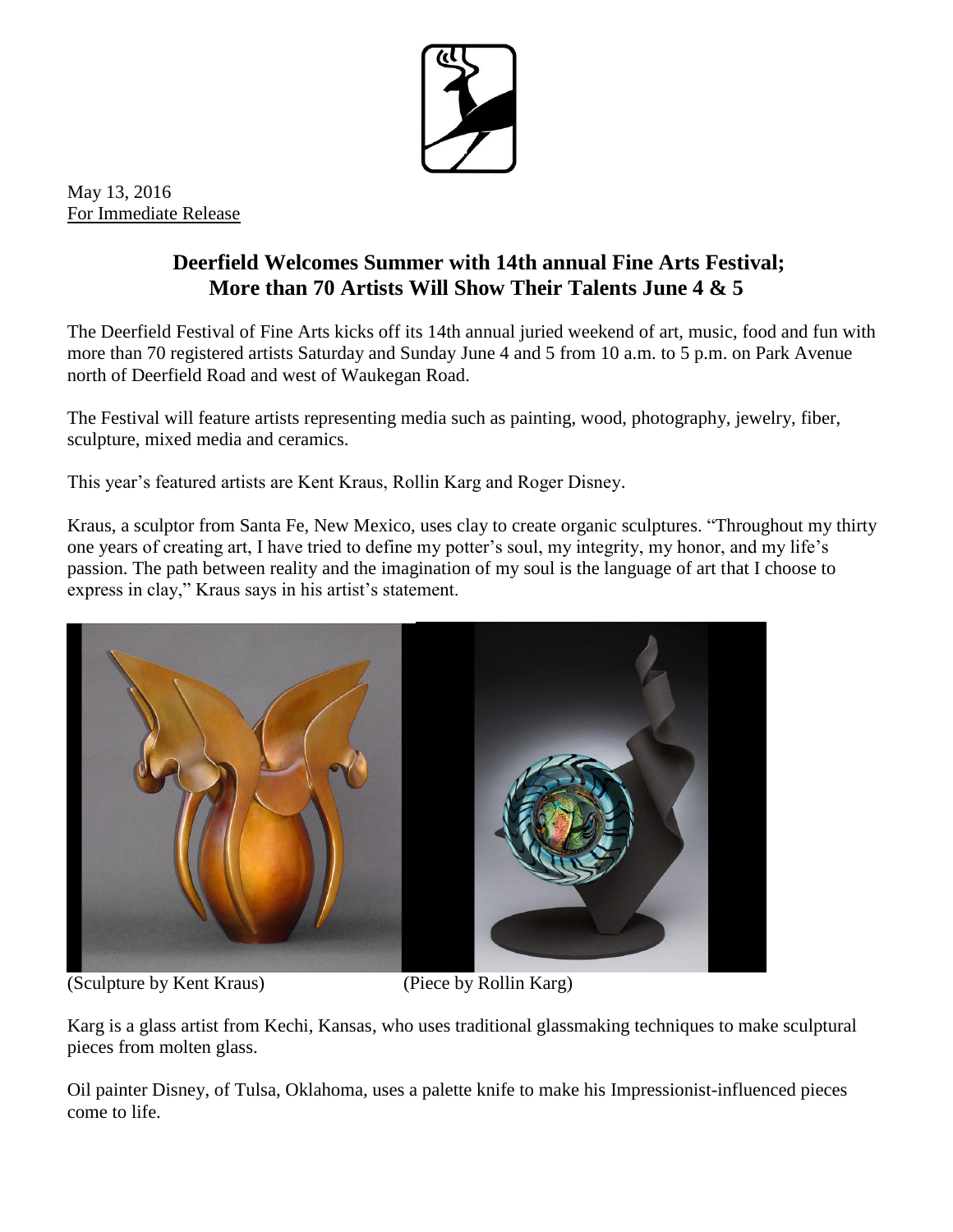May 13, 2016
For Immediate Release

# Deerfield Welcomes Summer with 14th annual Fine Arts Festival; More than 70 Artists Will Show Their Talents June 4 & 5

The Deerfield Festival of Fine Arts kicks off its 14th annual juried weekend of art, music, food and fun with more than 70 registered artists Saturday and Sunday June 4 and 5 from 10 a.m. to 5 p.m. on Park Avenue north of Deerfield Road and west of Waukegan Road.

The Festival will feature artists representing media such as painting, wood, photography, jewelry, fiber, sculpture, mixed media and ceramics.

This year's featured artists are Kent Kraus, Rollin Karg and Roger Disney.

Kraus, a sculptor from Santa Fe, New Mexico, uses clay to create organic sculptures. "Throughout my thirty one years of creating art, I have tried to define my potter's soul, my integrity, my honor, and my life's passion. The path between reality and the imagination of my soul is the language of art that I choose to express in clay," Kraus says in his artist's statement.

(Sculpture by Kent Kraus) (Piece by Rollin Karg)

Karg is a glass artist from Kechi, Kansas, who uses traditional glassmaking techniques to make sculptural pieces from molten glass.

Oil painter Disney, of Tulsa, Oklahoma, uses a palette knife to make his Impressionist-influenced pieces come to life.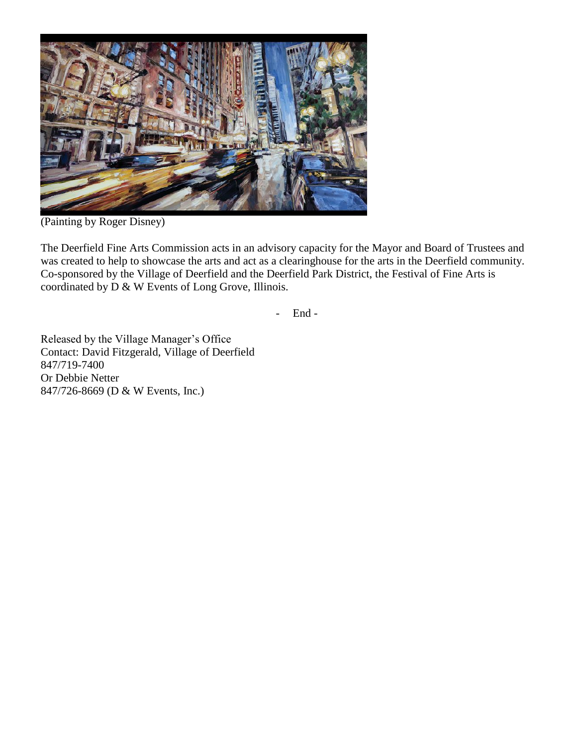(Painting by Roger Disney)

The Deerfield Fine Arts Commission acts in an advisory capacity for the Mayor and Board of Trustees and was created to help to showcase the arts and act as a clearinghouse for the arts in the Deerfield community. Co-sponsored by the Village of Deerfield and the Deerfield Park District, the Festival of Fine Arts is coordinated by D & W Events of Long Grove, Illinois.

\- End -

Released by the Village Manager's Office
Contact: David Fitzgerald, Village of Deerfield
847/719-7400
Or Debbie Netter
847/726-8669 (D & W Events, Inc.)